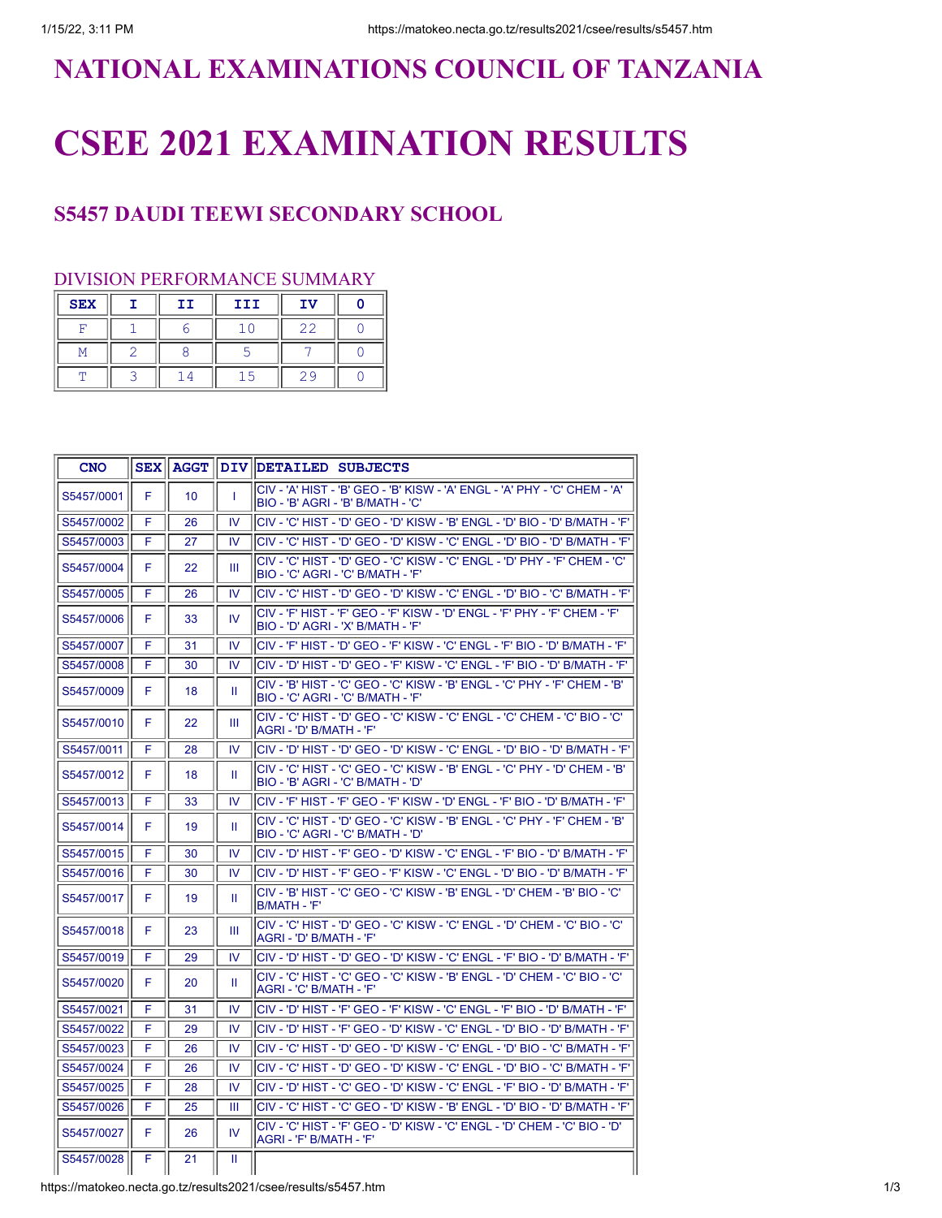# NATIONAL EXAMINATIONS COUNCIL OF TANZANIA

# CSEE 2021 EXAMINATION RESULTS

## S5457 DAUDI TEEWI SECONDARY SCHOOL

### DIVISION PERFORMANCE SUMMARY

| SEX | I | II | III | IV | 0 |
|---|---|---|---|---|---|
| F | 1 | 6 | 10 | 22 | 0 |
| M | 2 | 8 | 5 | 7 | 0 |
| T | 3 | 14 | 15 | 29 | 0 |

| CNO | SEX | AGGT | DIV | DETAILED SUBJECTS |
|---|---|---|---|---|
| S5457/0001 | F | 10 | I | CIV - 'A' HIST - 'B' GEO - 'B' KISW - 'A' ENGL - 'A' PHY - 'C' CHEM - 'A' BIO - 'B' AGRI - 'B' B/MATH - 'C' |
| S5457/0002 | F | 26 | IV | CIV - 'C' HIST - 'D' GEO - 'D' KISW - 'B' ENGL - 'D' BIO - 'D' B/MATH - 'F' |
| S5457/0003 | F | 27 | IV | CIV - 'C' HIST - 'D' GEO - 'D' KISW - 'C' ENGL - 'D' BIO - 'D' B/MATH - 'F' |
| S5457/0004 | F | 22 | III | CIV - 'C' HIST - 'D' GEO - 'C' KISW - 'C' ENGL - 'D' PHY - 'F' CHEM - 'C' BIO - 'C' AGRI - 'C' B/MATH - 'F' |
| S5457/0005 | F | 26 | IV | CIV - 'C' HIST - 'D' GEO - 'D' KISW - 'C' ENGL - 'D' BIO - 'C' B/MATH - 'F' |
| S5457/0006 | F | 33 | IV | CIV - 'F' HIST - 'F' GEO - 'F' KISW - 'D' ENGL - 'F' PHY - 'F' CHEM - 'F' BIO - 'D' AGRI - 'X' B/MATH - 'F' |
| S5457/0007 | F | 31 | IV | CIV - 'F' HIST - 'D' GEO - 'F' KISW - 'C' ENGL - 'F' BIO - 'D' B/MATH - 'F' |
| S5457/0008 | F | 30 | IV | CIV - 'D' HIST - 'D' GEO - 'F' KISW - 'C' ENGL - 'F' BIO - 'D' B/MATH - 'F' |
| S5457/0009 | F | 18 | II | CIV - 'B' HIST - 'C' GEO - 'C' KISW - 'B' ENGL - 'C' PHY - 'F' CHEM - 'B' BIO - 'C' AGRI - 'C' B/MATH - 'F' |
| S5457/0010 | F | 22 | III | CIV - 'C' HIST - 'D' GEO - 'C' KISW - 'C' ENGL - 'C' CHEM - 'C' BIO - 'C' AGRI - 'D' B/MATH - 'F' |
| S5457/0011 | F | 28 | IV | CIV - 'D' HIST - 'D' GEO - 'D' KISW - 'C' ENGL - 'D' BIO - 'D' B/MATH - 'F' |
| S5457/0012 | F | 18 | II | CIV - 'C' HIST - 'C' GEO - 'C' KISW - 'B' ENGL - 'C' PHY - 'D' CHEM - 'B' BIO - 'B' AGRI - 'C' B/MATH - 'D' |
| S5457/0013 | F | 33 | IV | CIV - 'F' HIST - 'F' GEO - 'F' KISW - 'D' ENGL - 'F' BIO - 'D' B/MATH - 'F' |
| S5457/0014 | F | 19 | II | CIV - 'C' HIST - 'D' GEO - 'C' KISW - 'B' ENGL - 'C' PHY - 'F' CHEM - 'B' BIO - 'C' AGRI - 'C' B/MATH - 'D' |
| S5457/0015 | F | 30 | IV | CIV - 'D' HIST - 'F' GEO - 'D' KISW - 'C' ENGL - 'F' BIO - 'D' B/MATH - 'F' |
| S5457/0016 | F | 30 | IV | CIV - 'D' HIST - 'F' GEO - 'F' KISW - 'C' ENGL - 'D' BIO - 'D' B/MATH - 'F' |
| S5457/0017 | F | 19 | II | CIV - 'B' HIST - 'C' GEO - 'C' KISW - 'B' ENGL - 'D' CHEM - 'B' BIO - 'C' B/MATH - 'F' |
| S5457/0018 | F | 23 | III | CIV - 'C' HIST - 'D' GEO - 'C' KISW - 'C' ENGL - 'D' CHEM - 'C' BIO - 'C' AGRI - 'D' B/MATH - 'F' |
| S5457/0019 | F | 29 | IV | CIV - 'D' HIST - 'D' GEO - 'D' KISW - 'C' ENGL - 'F' BIO - 'D' B/MATH - 'F' |
| S5457/0020 | F | 20 | II | CIV - 'C' HIST - 'C' GEO - 'C' KISW - 'B' ENGL - 'D' CHEM - 'C' BIO - 'C' AGRI - 'C' B/MATH - 'F' |
| S5457/0021 | F | 31 | IV | CIV - 'D' HIST - 'F' GEO - 'F' KISW - 'C' ENGL - 'F' BIO - 'D' B/MATH - 'F' |
| S5457/0022 | F | 29 | IV | CIV - 'D' HIST - 'F' GEO - 'D' KISW - 'C' ENGL - 'D' BIO - 'D' B/MATH - 'F' |
| S5457/0023 | F | 26 | IV | CIV - 'C' HIST - 'D' GEO - 'D' KISW - 'C' ENGL - 'D' BIO - 'C' B/MATH - 'F' |
| S5457/0024 | F | 26 | IV | CIV - 'C' HIST - 'D' GEO - 'D' KISW - 'C' ENGL - 'D' BIO - 'C' B/MATH - 'F' |
| S5457/0025 | F | 28 | IV | CIV - 'D' HIST - 'C' GEO - 'D' KISW - 'C' ENGL - 'F' BIO - 'D' B/MATH - 'F' |
| S5457/0026 | F | 25 | III | CIV - 'C' HIST - 'C' GEO - 'D' KISW - 'B' ENGL - 'D' BIO - 'D' B/MATH - 'F' |
| S5457/0027 | F | 26 | IV | CIV - 'C' HIST - 'F' GEO - 'D' KISW - 'C' ENGL - 'D' CHEM - 'C' BIO - 'D' AGRI - 'F' B/MATH - 'F' |
| S5457/0028 | F | 21 | II | |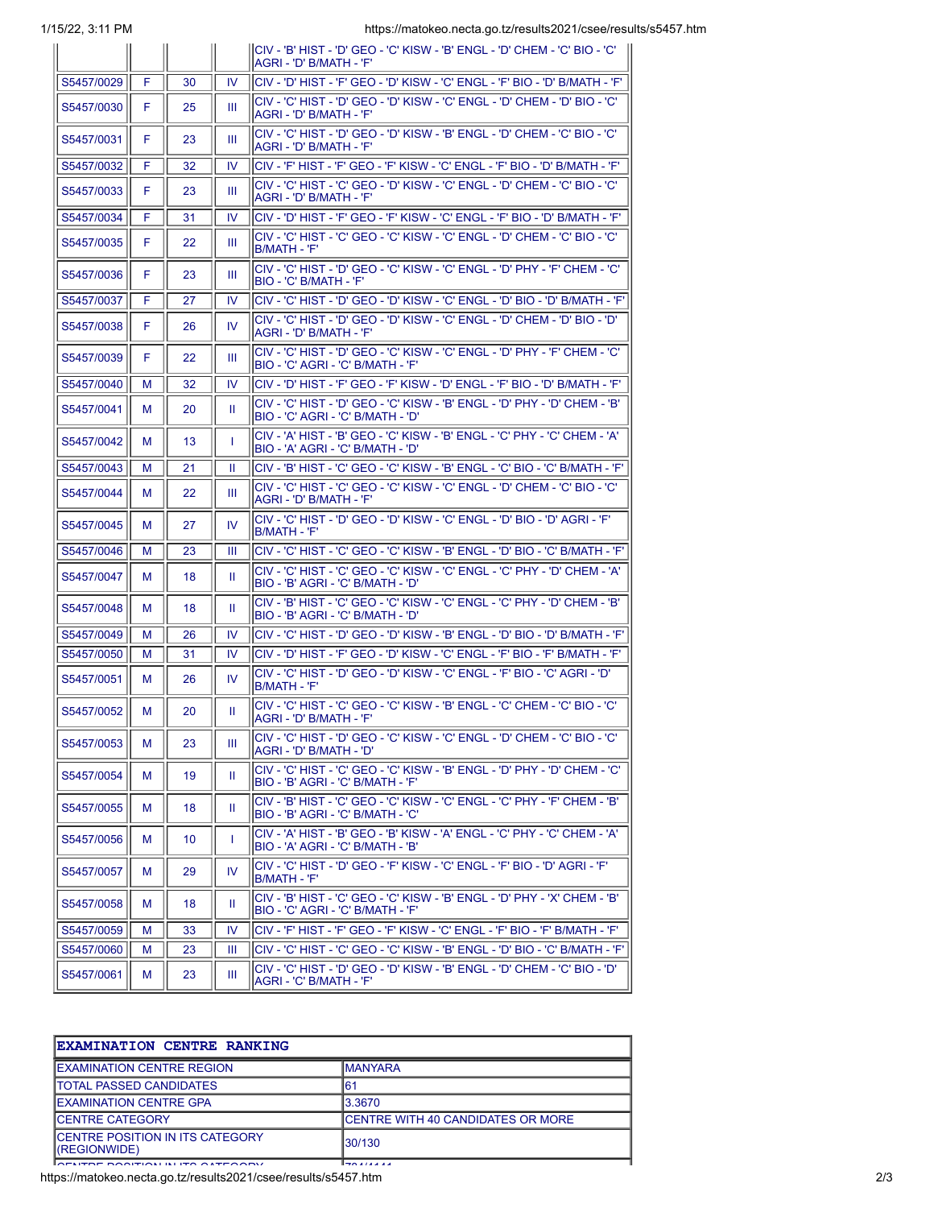| | | | | |
|---|---|---|---|---|
| | | | | CIV - 'B' HIST - 'D' GEO - 'C' KISW - 'B' ENGL - 'D' CHEM - 'C' BIO - 'C' AGRI - 'D' B/MATH - 'F' |
| S5457/0029 | F | 30 | IV | CIV - 'D' HIST - 'F' GEO - 'D' KISW - 'C' ENGL - 'F' BIO - 'D' B/MATH - 'F' |
| S5457/0030 | F | 25 | III | CIV - 'C' HIST - 'D' GEO - 'D' KISW - 'C' ENGL - 'D' CHEM - 'D' BIO - 'C' AGRI - 'D' B/MATH - 'F' |
| S5457/0031 | F | 23 | III | CIV - 'C' HIST - 'D' GEO - 'D' KISW - 'B' ENGL - 'D' CHEM - 'C' BIO - 'C' AGRI - 'D' B/MATH - 'F' |
| S5457/0032 | F | 32 | IV | CIV - 'F' HIST - 'F' GEO - 'F' KISW - 'C' ENGL - 'F' BIO - 'D' B/MATH - 'F' |
| S5457/0033 | F | 23 | III | CIV - 'C' HIST - 'C' GEO - 'D' KISW - 'C' ENGL - 'D' CHEM - 'C' BIO - 'C' AGRI - 'D' B/MATH - 'F' |
| S5457/0034 | F | 31 | IV | CIV - 'D' HIST - 'F' GEO - 'F' KISW - 'C' ENGL - 'F' BIO - 'D' B/MATH - 'F' |
| S5457/0035 | F | 22 | III | CIV - 'C' HIST - 'C' GEO - 'C' KISW - 'C' ENGL - 'D' CHEM - 'C' BIO - 'C' B/MATH - 'F' |
| S5457/0036 | F | 23 | III | CIV - 'C' HIST - 'D' GEO - 'C' KISW - 'C' ENGL - 'D' PHY - 'F' CHEM - 'C' BIO - 'C' B/MATH - 'F' |
| S5457/0037 | F | 27 | IV | CIV - 'C' HIST - 'D' GEO - 'D' KISW - 'C' ENGL - 'D' BIO - 'D' B/MATH - 'F' |
| S5457/0038 | F | 26 | IV | CIV - 'C' HIST - 'D' GEO - 'D' KISW - 'C' ENGL - 'D' CHEM - 'D' BIO - 'D' AGRI - 'D' B/MATH - 'F' |
| S5457/0039 | F | 22 | III | CIV - 'C' HIST - 'D' GEO - 'C' KISW - 'C' ENGL - 'D' PHY - 'F' CHEM - 'C' BIO - 'C' AGRI - 'C' B/MATH - 'F' |
| S5457/0040 | M | 32 | IV | CIV - 'D' HIST - 'F' GEO - 'F' KISW - 'D' ENGL - 'F' BIO - 'D' B/MATH - 'F' |
| S5457/0041 | M | 20 | II | CIV - 'C' HIST - 'D' GEO - 'C' KISW - 'B' ENGL - 'D' PHY - 'D' CHEM - 'B' BIO - 'C' AGRI - 'C' B/MATH - 'D' |
| S5457/0042 | M | 13 | I | CIV - 'A' HIST - 'B' GEO - 'C' KISW - 'B' ENGL - 'C' PHY - 'C' CHEM - 'A' BIO - 'A' AGRI - 'C' B/MATH - 'D' |
| S5457/0043 | M | 21 | II | CIV - 'B' HIST - 'C' GEO - 'C' KISW - 'B' ENGL - 'C' BIO - 'C' B/MATH - 'F' |
| S5457/0044 | M | 22 | III | CIV - 'C' HIST - 'C' GEO - 'C' KISW - 'C' ENGL - 'D' CHEM - 'C' BIO - 'C' AGRI - 'D' B/MATH - 'F' |
| S5457/0045 | M | 27 | IV | CIV - 'C' HIST - 'D' GEO - 'D' KISW - 'C' ENGL - 'D' BIO - 'D' AGRI - 'F' B/MATH - 'F' |
| S5457/0046 | M | 23 | III | CIV - 'C' HIST - 'C' GEO - 'C' KISW - 'B' ENGL - 'D' BIO - 'C' B/MATH - 'F' |
| S5457/0047 | M | 18 | II | CIV - 'C' HIST - 'C' GEO - 'C' KISW - 'C' ENGL - 'C' PHY - 'D' CHEM - 'A' BIO - 'B' AGRI - 'C' B/MATH - 'D' |
| S5457/0048 | M | 18 | II | CIV - 'B' HIST - 'C' GEO - 'C' KISW - 'C' ENGL - 'C' PHY - 'D' CHEM - 'B' BIO - 'B' AGRI - 'C' B/MATH - 'D' |
| S5457/0049 | M | 26 | IV | CIV - 'C' HIST - 'D' GEO - 'D' KISW - 'B' ENGL - 'D' BIO - 'D' B/MATH - 'F' |
| S5457/0050 | M | 31 | IV | CIV - 'D' HIST - 'F' GEO - 'D' KISW - 'C' ENGL - 'F' BIO - 'F' B/MATH - 'F' |
| S5457/0051 | M | 26 | IV | CIV - 'C' HIST - 'D' GEO - 'D' KISW - 'C' ENGL - 'F' BIO - 'C' AGRI - 'D' B/MATH - 'F' |
| S5457/0052 | M | 20 | II | CIV - 'C' HIST - 'C' GEO - 'C' KISW - 'B' ENGL - 'C' CHEM - 'C' BIO - 'C' AGRI - 'D' B/MATH - 'F' |
| S5457/0053 | M | 23 | III | CIV - 'C' HIST - 'D' GEO - 'C' KISW - 'C' ENGL - 'D' CHEM - 'C' BIO - 'C' AGRI - 'D' B/MATH - 'D' |
| S5457/0054 | M | 19 | II | CIV - 'C' HIST - 'C' GEO - 'C' KISW - 'B' ENGL - 'D' PHY - 'D' CHEM - 'C' BIO - 'B' AGRI - 'C' B/MATH - 'F' |
| S5457/0055 | M | 18 | II | CIV - 'B' HIST - 'C' GEO - 'C' KISW - 'C' ENGL - 'C' PHY - 'F' CHEM - 'B' BIO - 'B' AGRI - 'C' B/MATH - 'C' |
| S5457/0056 | M | 10 | I | CIV - 'A' HIST - 'B' GEO - 'B' KISW - 'A' ENGL - 'C' PHY - 'C' CHEM - 'A' BIO - 'A' AGRI - 'C' B/MATH - 'B' |
| S5457/0057 | M | 29 | IV | CIV - 'C' HIST - 'D' GEO - 'F' KISW - 'C' ENGL - 'F' BIO - 'D' AGRI - 'F' B/MATH - 'F' |
| S5457/0058 | M | 18 | II | CIV - 'B' HIST - 'C' GEO - 'C' KISW - 'B' ENGL - 'D' PHY - 'X' CHEM - 'B' BIO - 'C' AGRI - 'C' B/MATH - 'F' |
| S5457/0059 | M | 33 | IV | CIV - 'F' HIST - 'F' GEO - 'F' KISW - 'C' ENGL - 'F' BIO - 'F' B/MATH - 'F' |
| S5457/0060 | M | 23 | III | CIV - 'C' HIST - 'C' GEO - 'C' KISW - 'B' ENGL - 'D' BIO - 'C' B/MATH - 'F' |
| S5457/0061 | M | 23 | III | CIV - 'C' HIST - 'D' GEO - 'D' KISW - 'B' ENGL - 'D' CHEM - 'C' BIO - 'D' AGRI - 'C' B/MATH - 'F' |

| EXAMINATION CENTRE RANKING | |
|---|---|
| EXAMINATION CENTRE REGION | MANYARA |
| TOTAL PASSED CANDIDATES | 61 |
| EXAMINATION CENTRE GPA | 3.3670 |
| CENTRE CATEGORY | CENTRE WITH 40 CANDIDATES OR MORE |
| CENTRE POSITION IN ITS CATEGORY (REGIONWIDE) | 30/130 |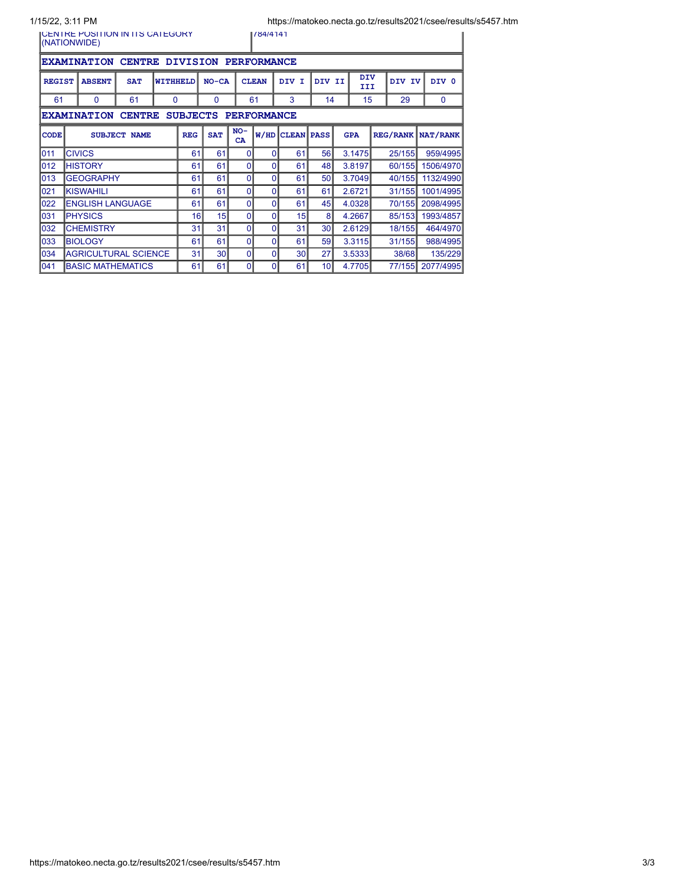| CENTRE POSITION IN ITS CATEGORY (NATIONWIDE) | 784/4141 |
|---|---|

## EXAMINATION CENTRE DIVISION PERFORMANCE

| REGIST | ABSENT | SAT | WITHHELD | NO-CA | CLEAN | DIV I | DIV II | DIV III | DIV IV | DIV 0 |
|---|---|---|---|---|---|---|---|---|---|---|
| 61 | 0 | 61 | 0 | 0 | 61 | 3 | 14 | 15 | 29 | 0 |

## EXAMINATION CENTRE SUBJECTS PERFORMANCE

| CODE | SUBJECT NAME | REG | SAT | NO-CA | W/HD | CLEAN | PASS | GPA | REG/RANK | NAT/RANK |
|---|---|---|---|---|---|---|---|---|---|---|
| 011 | CIVICS | 61 | 61 | 0 | 0 | 61 | 56 | 3.1475 | 25/155 | 959/4995 |
| 012 | HISTORY | 61 | 61 | 0 | 0 | 61 | 48 | 3.8197 | 60/155 | 1506/4970 |
| 013 | GEOGRAPHY | 61 | 61 | 0 | 0 | 61 | 50 | 3.7049 | 40/155 | 1132/4990 |
| 021 | KISWAHILI | 61 | 61 | 0 | 0 | 61 | 61 | 2.6721 | 31/155 | 1001/4995 |
| 022 | ENGLISH LANGUAGE | 61 | 61 | 0 | 0 | 61 | 45 | 4.0328 | 70/155 | 2098/4995 |
| 031 | PHYSICS | 16 | 15 | 0 | 0 | 15 | 8 | 4.2667 | 85/153 | 1993/4857 |
| 032 | CHEMISTRY | 31 | 31 | 0 | 0 | 31 | 30 | 2.6129 | 18/155 | 464/4970 |
| 033 | BIOLOGY | 61 | 61 | 0 | 0 | 61 | 59 | 3.3115 | 31/155 | 988/4995 |
| 034 | AGRICULTURAL SCIENCE | 31 | 30 | 0 | 0 | 30 | 27 | 3.5333 | 38/68 | 135/229 |
| 041 | BASIC MATHEMATICS | 61 | 61 | 0 | 0 | 61 | 10 | 4.7705 | 77/155 | 2077/4995 |